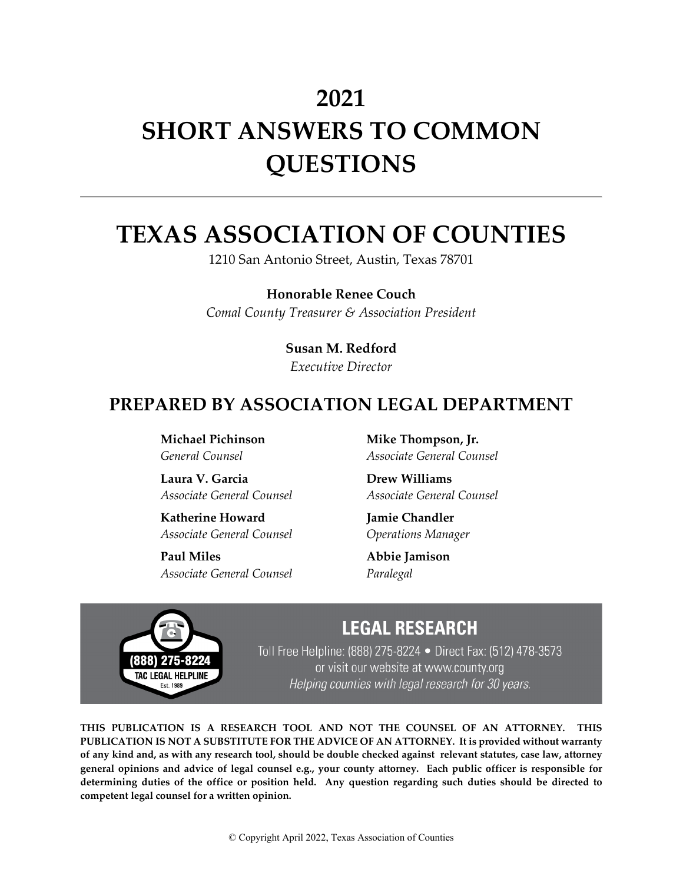# 2021

# SHORT ANSWERS TO COMMON QUESTIONS

---

# TEXAS ASSOCIATION OF COUNTIES

1210 San Antonio Street, Austin, Texas 78701

**Honorable Renee Couch**
*Comal County Treasurer & Association President*

**Susan M. Redford**
*Executive Director*

## PREPARED BY ASSOCIATION LEGAL DEPARTMENT

**Michael Pichinson**
*General Counsel*

**Laura V. Garcia**
*Associate General Counsel*

**Katherine Howard**
*Associate General Counsel*

**Paul Miles**
*Associate General Counsel*

**Mike Thompson, Jr.**
*Associate General Counsel*

**Drew Williams**
*Associate General Counsel*

**Jamie Chandler**
*Operations Manager*

**Abbie Jamison**
*Paralegal*

(888) 275-8224
TAC LEGAL HELPLINE
Est. 1989

**LEGAL RESEARCH**

Toll Free Helpline: (888) 275-8224 • Direct Fax: (512) 478-3573
or visit our website at www.county.org
*Helping counties with legal research for 30 years.*

**THIS PUBLICATION IS A RESEARCH TOOL AND NOT THE COUNSEL OF AN ATTORNEY. THIS PUBLICATION IS NOT A SUBSTITUTE FOR THE ADVICE OF AN ATTORNEY. It is provided without warranty of any kind and, as with any research tool, should be double checked against relevant statutes, case law, attorney general opinions and advice of legal counsel e.g., your county attorney. Each public officer is responsible for determining duties of the office or position held. Any question regarding such duties should be directed to competent legal counsel for a written opinion.**

© Copyright April 2022, Texas Association of Counties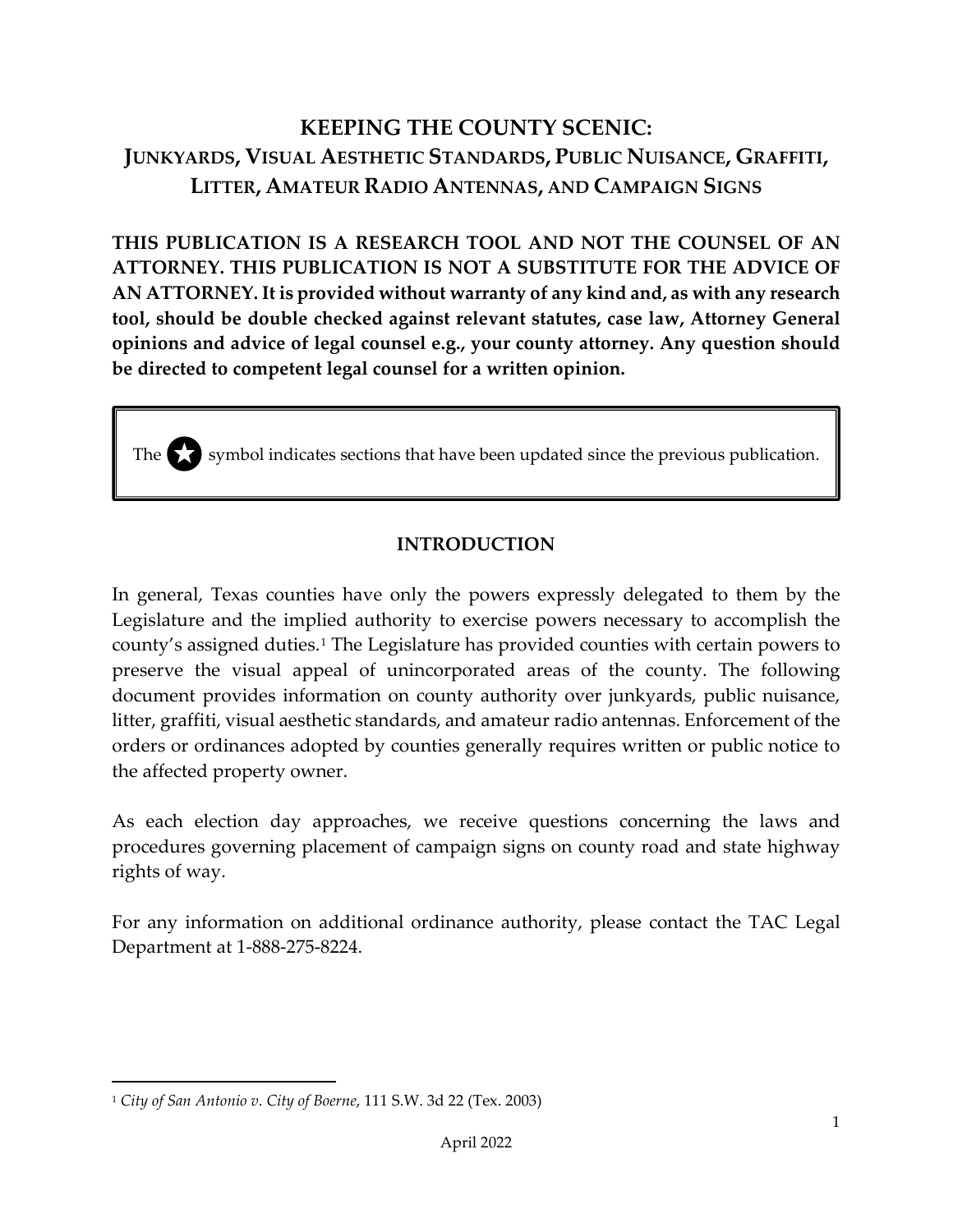# KEEPING THE COUNTY SCENIC:
## JUNKYARDS, VISUAL AESTHETIC STANDARDS, PUBLIC NUISANCE, GRAFFITI, LITTER, AMATEUR RADIO ANTENNAS, AND CAMPAIGN SIGNS

**THIS PUBLICATION IS A RESEARCH TOOL AND NOT THE COUNSEL OF AN ATTORNEY. THIS PUBLICATION IS NOT A SUBSTITUTE FOR THE ADVICE OF AN ATTORNEY. It is provided without warranty of any kind and, as with any research tool, should be double checked against relevant statutes, case law, Attorney General opinions and advice of legal counsel e.g., your county attorney. Any question should be directed to competent legal counsel for a written opinion.**

The ★ symbol indicates sections that have been updated since the previous publication.

## INTRODUCTION

In general, Texas counties have only the powers expressly delegated to them by the Legislature and the implied authority to exercise powers necessary to accomplish the county's assigned duties.[1] The Legislature has provided counties with certain powers to preserve the visual appeal of unincorporated areas of the county. The following document provides information on county authority over junkyards, public nuisance, litter, graffiti, visual aesthetic standards, and amateur radio antennas. Enforcement of the orders or ordinances adopted by counties generally requires written or public notice to the affected property owner.

As each election day approaches, we receive questions concerning the laws and procedures governing placement of campaign signs on county road and state highway rights of way.

For any information on additional ordinance authority, please contact the TAC Legal Department at 1-888-275-8224.

[1] *City of San Antonio v. City of Boerne*, 111 S.W. 3d 22 (Tex. 2003)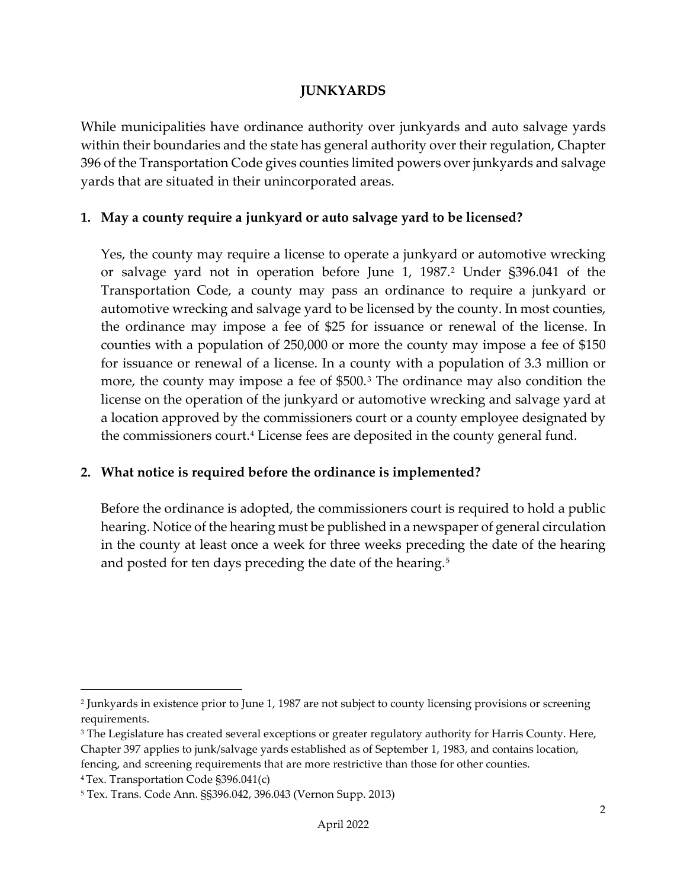# JUNKYARDS

While municipalities have ordinance authority over junkyards and auto salvage yards within their boundaries and the state has general authority over their regulation, Chapter 396 of the Transportation Code gives counties limited powers over junkyards and salvage yards that are situated in their unincorporated areas.

**1. May a county require a junkyard or auto salvage yard to be licensed?**

Yes, the county may require a license to operate a junkyard or automotive wrecking or salvage yard not in operation before June 1, 1987.[2] Under §396.041 of the Transportation Code, a county may pass an ordinance to require a junkyard or automotive wrecking and salvage yard to be licensed by the county. In most counties, the ordinance may impose a fee of $25 for issuance or renewal of the license. In counties with a population of 250,000 or more the county may impose a fee of $150 for issuance or renewal of a license. In a county with a population of 3.3 million or more, the county may impose a fee of $500.[3] The ordinance may also condition the license on the operation of the junkyard or automotive wrecking and salvage yard at a location approved by the commissioners court or a county employee designated by the commissioners court.[4] License fees are deposited in the county general fund.

**2. What notice is required before the ordinance is implemented?**

Before the ordinance is adopted, the commissioners court is required to hold a public hearing. Notice of the hearing must be published in a newspaper of general circulation in the county at least once a week for three weeks preceding the date of the hearing and posted for ten days preceding the date of the hearing.[5]

---

[2] Junkyards in existence prior to June 1, 1987 are not subject to county licensing provisions or screening requirements.

[3] The Legislature has created several exceptions or greater regulatory authority for Harris County. Here, Chapter 397 applies to junk/salvage yards established as of September 1, 1983, and contains location, fencing, and screening requirements that are more restrictive than those for other counties.

[4] Tex. Transportation Code §396.041(c)

[5] Tex. Trans. Code Ann. §§396.042, 396.043 (Vernon Supp. 2013)

April 2022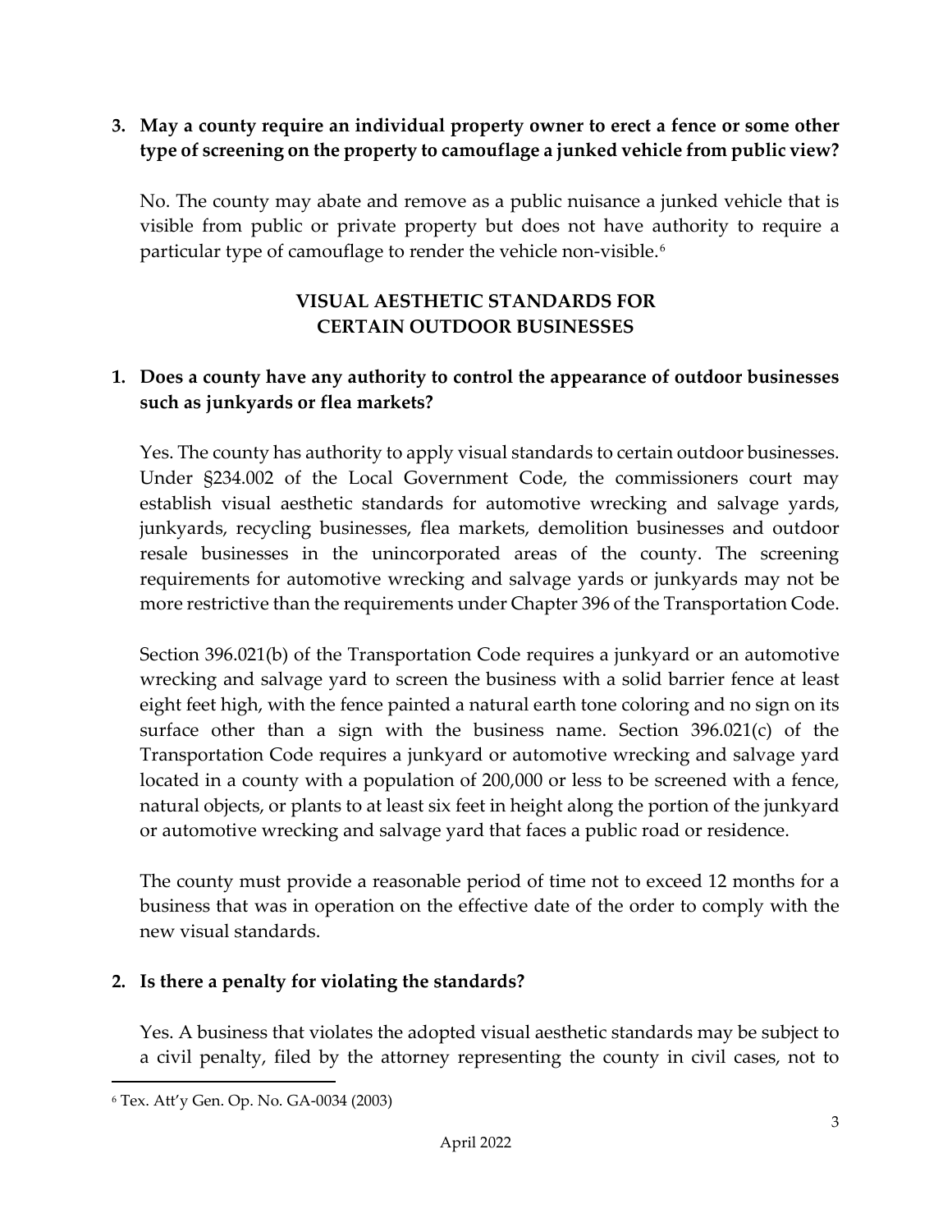**3. May a county require an individual property owner to erect a fence or some other type of screening on the property to camouflage a junked vehicle from public view?**

No. The county may abate and remove as a public nuisance a junked vehicle that is visible from public or private property but does not have authority to require a particular type of camouflage to render the vehicle non-visible.[6]

## VISUAL AESTHETIC STANDARDS FOR CERTAIN OUTDOOR BUSINESSES

**1. Does a county have any authority to control the appearance of outdoor businesses such as junkyards or flea markets?**

Yes. The county has authority to apply visual standards to certain outdoor businesses. Under §234.002 of the Local Government Code, the commissioners court may establish visual aesthetic standards for automotive wrecking and salvage yards, junkyards, recycling businesses, flea markets, demolition businesses and outdoor resale businesses in the unincorporated areas of the county. The screening requirements for automotive wrecking and salvage yards or junkyards may not be more restrictive than the requirements under Chapter 396 of the Transportation Code.

Section 396.021(b) of the Transportation Code requires a junkyard or an automotive wrecking and salvage yard to screen the business with a solid barrier fence at least eight feet high, with the fence painted a natural earth tone coloring and no sign on its surface other than a sign with the business name. Section 396.021(c) of the Transportation Code requires a junkyard or automotive wrecking and salvage yard located in a county with a population of 200,000 or less to be screened with a fence, natural objects, or plants to at least six feet in height along the portion of the junkyard or automotive wrecking and salvage yard that faces a public road or residence.

The county must provide a reasonable period of time not to exceed 12 months for a business that was in operation on the effective date of the order to comply with the new visual standards.

**2. Is there a penalty for violating the standards?**

Yes. A business that violates the adopted visual aesthetic standards may be subject to a civil penalty, filed by the attorney representing the county in civil cases, not to

[6] Tex. Att'y Gen. Op. No. GA-0034 (2003)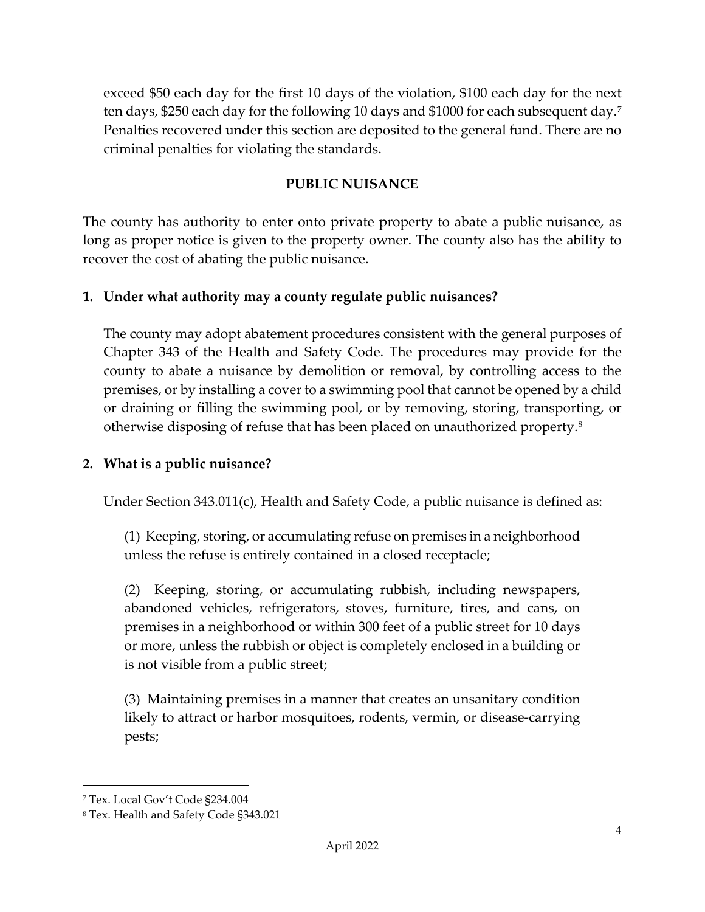exceed $50 each day for the first 10 days of the violation, $100 each day for the next ten days, $250 each day for the following 10 days and $1000 for each subsequent day.[7] Penalties recovered under this section are deposited to the general fund. There are no criminal penalties for violating the standards.

## PUBLIC NUISANCE

The county has authority to enter onto private property to abate a public nuisance, as long as proper notice is given to the property owner. The county also has the ability to recover the cost of abating the public nuisance.

### 1. Under what authority may a county regulate public nuisances?

The county may adopt abatement procedures consistent with the general purposes of Chapter 343 of the Health and Safety Code. The procedures may provide for the county to abate a nuisance by demolition or removal, by controlling access to the premises, or by installing a cover to a swimming pool that cannot be opened by a child or draining or filling the swimming pool, or by removing, storing, transporting, or otherwise disposing of refuse that has been placed on unauthorized property.[8]

### 2. What is a public nuisance?

Under Section 343.011(c), Health and Safety Code, a public nuisance is defined as:

(1) Keeping, storing, or accumulating refuse on premises in a neighborhood unless the refuse is entirely contained in a closed receptacle;

(2) Keeping, storing, or accumulating rubbish, including newspapers, abandoned vehicles, refrigerators, stoves, furniture, tires, and cans, on premises in a neighborhood or within 300 feet of a public street for 10 days or more, unless the rubbish or object is completely enclosed in a building or is not visible from a public street;

(3) Maintaining premises in a manner that creates an unsanitary condition likely to attract or harbor mosquitoes, rodents, vermin, or disease-carrying pests;

---

[7] Tex. Local Gov't Code §234.004

[8] Tex. Health and Safety Code §343.021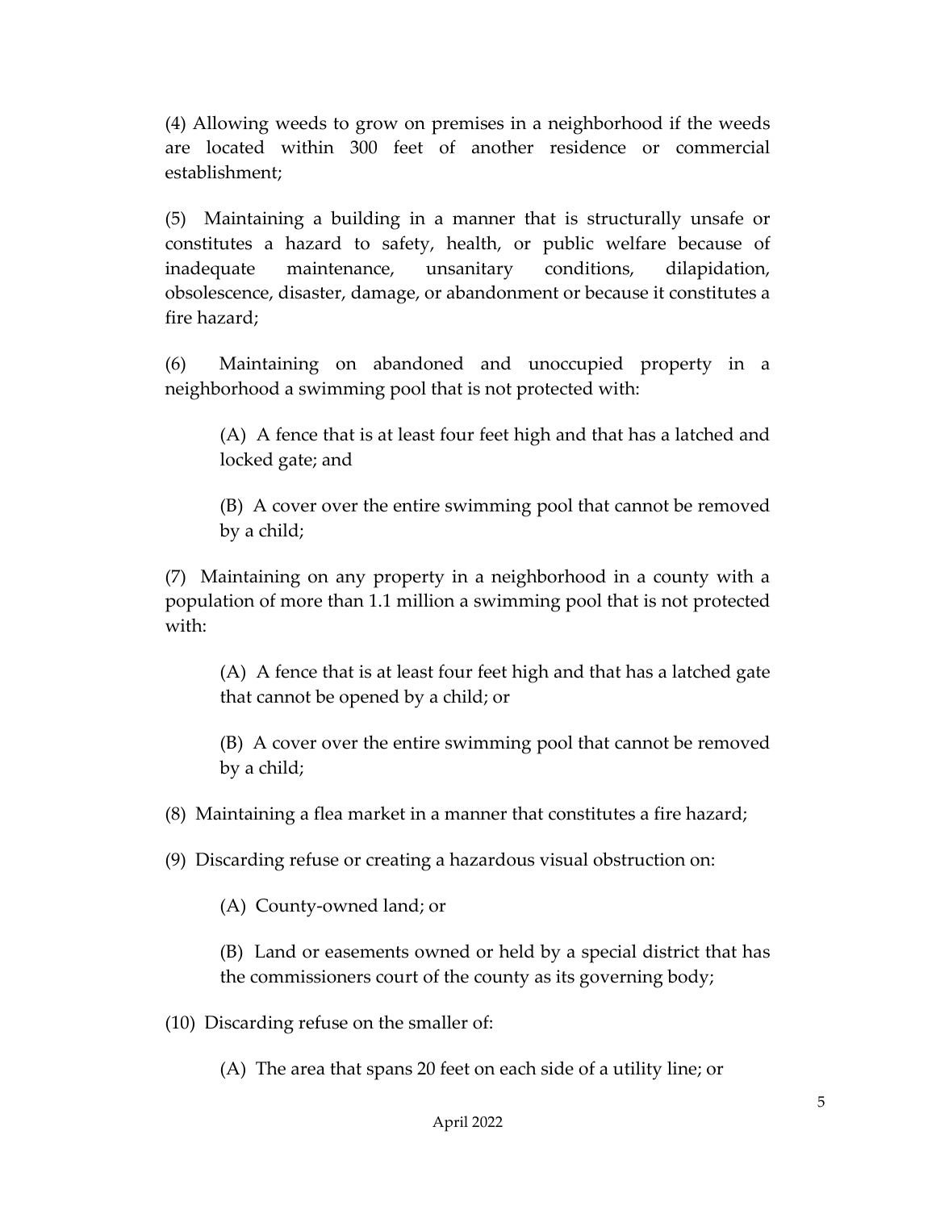(4) Allowing weeds to grow on premises in a neighborhood if the weeds are located within 300 feet of another residence or commercial establishment;

(5) Maintaining a building in a manner that is structurally unsafe or constitutes a hazard to safety, health, or public welfare because of inadequate maintenance, unsanitary conditions, dilapidation, obsolescence, disaster, damage, or abandonment or because it constitutes a fire hazard;

(6) Maintaining on abandoned and unoccupied property in a neighborhood a swimming pool that is not protected with:

> (A) A fence that is at least four feet high and that has a latched and locked gate; and
>
> (B) A cover over the entire swimming pool that cannot be removed by a child;

(7) Maintaining on any property in a neighborhood in a county with a population of more than 1.1 million a swimming pool that is not protected with:

> (A) A fence that is at least four feet high and that has a latched gate that cannot be opened by a child; or
>
> (B) A cover over the entire swimming pool that cannot be removed by a child;

(8) Maintaining a flea market in a manner that constitutes a fire hazard;

(9) Discarding refuse or creating a hazardous visual obstruction on:

> (A) County-owned land; or
>
> (B) Land or easements owned or held by a special district that has the commissioners court of the county as its governing body;

(10) Discarding refuse on the smaller of:

> (A) The area that spans 20 feet on each side of a utility line; or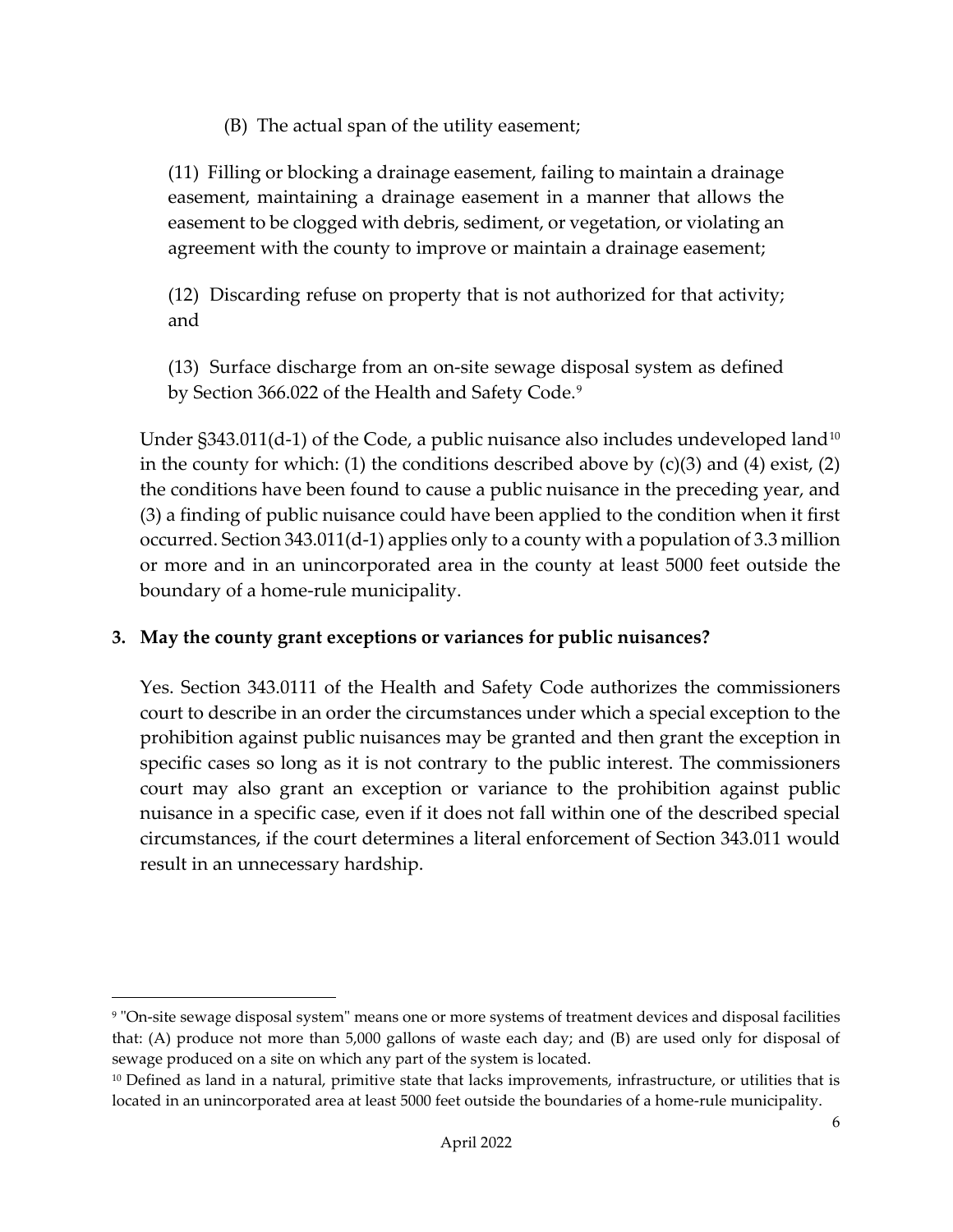(B) The actual span of the utility easement;

(11) Filling or blocking a drainage easement, failing to maintain a drainage easement, maintaining a drainage easement in a manner that allows the easement to be clogged with debris, sediment, or vegetation, or violating an agreement with the county to improve or maintain a drainage easement;

(12) Discarding refuse on property that is not authorized for that activity; and

(13) Surface discharge from an on-site sewage disposal system as defined by Section 366.022 of the Health and Safety Code.[9]

Under §343.011(d-1) of the Code, a public nuisance also includes undeveloped land[10] in the county for which: (1) the conditions described above by (c)(3) and (4) exist, (2) the conditions have been found to cause a public nuisance in the preceding year, and (3) a finding of public nuisance could have been applied to the condition when it first occurred. Section 343.011(d-1) applies only to a county with a population of 3.3 million or more and in an unincorporated area in the county at least 5000 feet outside the boundary of a home-rule municipality.

**3. May the county grant exceptions or variances for public nuisances?**

Yes. Section 343.0111 of the Health and Safety Code authorizes the commissioners court to describe in an order the circumstances under which a special exception to the prohibition against public nuisances may be granted and then grant the exception in specific cases so long as it is not contrary to the public interest. The commissioners court may also grant an exception or variance to the prohibition against public nuisance in a specific case, even if it does not fall within one of the described special circumstances, if the court determines a literal enforcement of Section 343.011 would result in an unnecessary hardship.

---

[9] "On-site sewage disposal system" means one or more systems of treatment devices and disposal facilities that: (A) produce not more than 5,000 gallons of waste each day; and (B) are used only for disposal of sewage produced on a site on which any part of the system is located.

[10] Defined as land in a natural, primitive state that lacks improvements, infrastructure, or utilities that is located in an unincorporated area at least 5000 feet outside the boundaries of a home-rule municipality.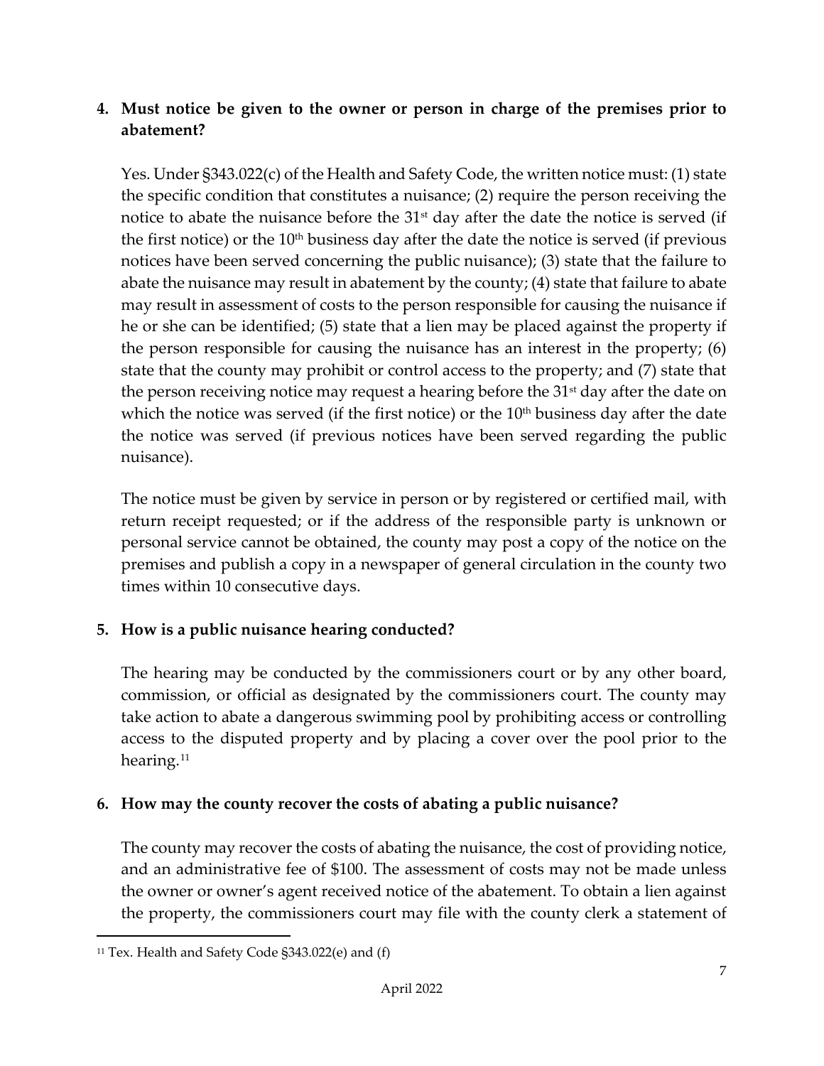**4. Must notice be given to the owner or person in charge of the premises prior to abatement?**

Yes. Under §343.022(c) of the Health and Safety Code, the written notice must: (1) state the specific condition that constitutes a nuisance; (2) require the person receiving the notice to abate the nuisance before the 31st day after the date the notice is served (if the first notice) or the 10th business day after the date the notice is served (if previous notices have been served concerning the public nuisance); (3) state that the failure to abate the nuisance may result in abatement by the county; (4) state that failure to abate may result in assessment of costs to the person responsible for causing the nuisance if he or she can be identified; (5) state that a lien may be placed against the property if the person responsible for causing the nuisance has an interest in the property; (6) state that the county may prohibit or control access to the property; and (7) state that the person receiving notice may request a hearing before the 31st day after the date on which the notice was served (if the first notice) or the 10th business day after the date the notice was served (if previous notices have been served regarding the public nuisance).

The notice must be given by service in person or by registered or certified mail, with return receipt requested; or if the address of the responsible party is unknown or personal service cannot be obtained, the county may post a copy of the notice on the premises and publish a copy in a newspaper of general circulation in the county two times within 10 consecutive days.

**5. How is a public nuisance hearing conducted?**

The hearing may be conducted by the commissioners court or by any other board, commission, or official as designated by the commissioners court. The county may take action to abate a dangerous swimming pool by prohibiting access or controlling access to the disputed property and by placing a cover over the pool prior to the hearing.[11]

**6. How may the county recover the costs of abating a public nuisance?**

The county may recover the costs of abating the nuisance, the cost of providing notice, and an administrative fee of $100. The assessment of costs may not be made unless the owner or owner's agent received notice of the abatement. To obtain a lien against the property, the commissioners court may file with the county clerk a statement of

---

[11] Tex. Health and Safety Code §343.022(e) and (f)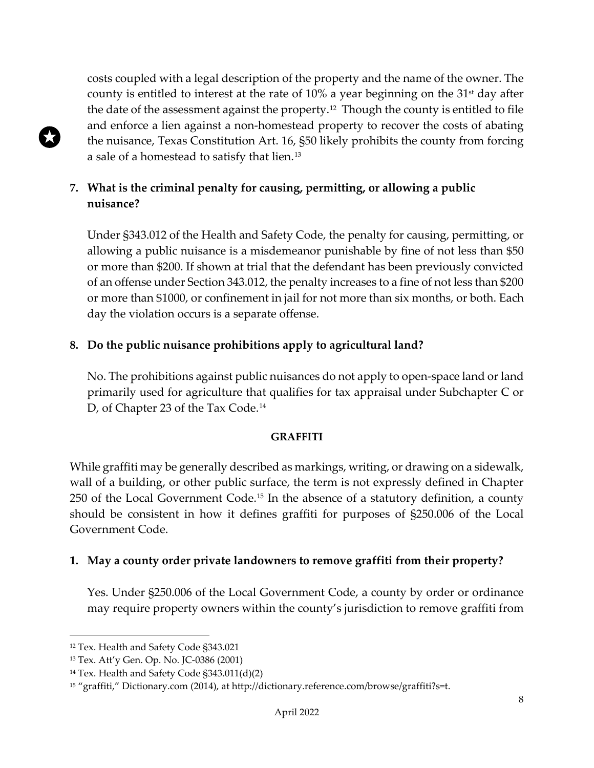costs coupled with a legal description of the property and the name of the owner. The county is entitled to interest at the rate of 10% a year beginning on the 31st day after the date of the assessment against the property.[12] Though the county is entitled to file and enforce a lien against a non-homestead property to recover the costs of abating the nuisance, Texas Constitution Art. 16, §50 likely prohibits the county from forcing a sale of a homestead to satisfy that lien.[13]

**7. What is the criminal penalty for causing, permitting, or allowing a public nuisance?**

Under §343.012 of the Health and Safety Code, the penalty for causing, permitting, or allowing a public nuisance is a misdemeanor punishable by fine of not less than $50 or more than $200. If shown at trial that the defendant has been previously convicted of an offense under Section 343.012, the penalty increases to a fine of not less than $200 or more than $1000, or confinement in jail for not more than six months, or both. Each day the violation occurs is a separate offense.

**8. Do the public nuisance prohibitions apply to agricultural land?**

No. The prohibitions against public nuisances do not apply to open-space land or land primarily used for agriculture that qualifies for tax appraisal under Subchapter C or D, of Chapter 23 of the Tax Code.[14]

## GRAFFITI

While graffiti may be generally described as markings, writing, or drawing on a sidewalk, wall of a building, or other public surface, the term is not expressly defined in Chapter 250 of the Local Government Code.[15] In the absence of a statutory definition, a county should be consistent in how it defines graffiti for purposes of §250.006 of the Local Government Code.

**1. May a county order private landowners to remove graffiti from their property?**

Yes. Under §250.006 of the Local Government Code, a county by order or ordinance may require property owners within the county's jurisdiction to remove graffiti from

---

[12] Tex. Health and Safety Code §343.021

[13] Tex. Att'y Gen. Op. No. JC-0386 (2001)

[14] Tex. Health and Safety Code §343.011(d)(2)

[15] "graffiti," Dictionary.com (2014), at http://dictionary.reference.com/browse/graffiti?s=t.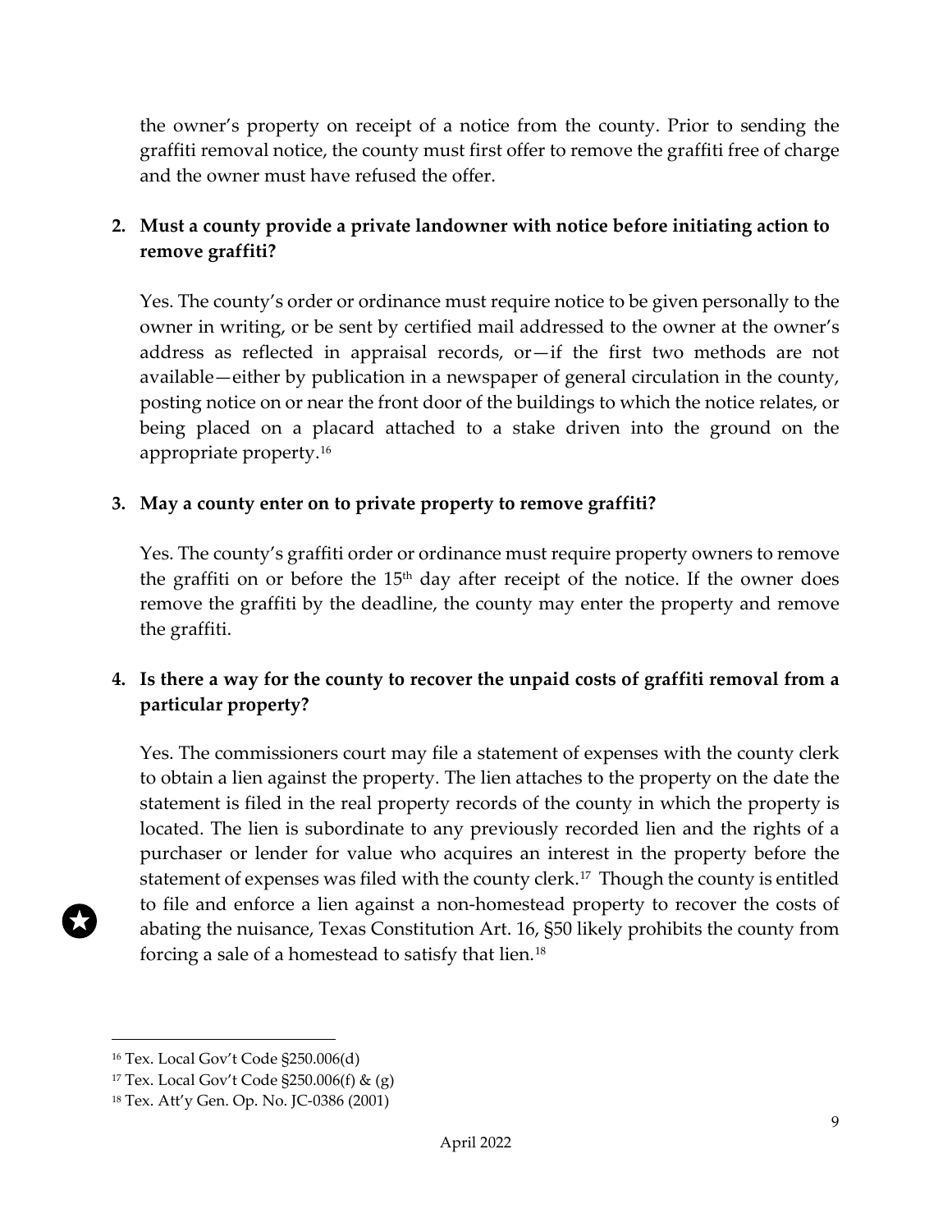the owner's property on receipt of a notice from the county. Prior to sending the graffiti removal notice, the county must first offer to remove the graffiti free of charge and the owner must have refused the offer.

**2. Must a county provide a private landowner with notice before initiating action to remove graffiti?**

Yes. The county's order or ordinance must require notice to be given personally to the owner in writing, or be sent by certified mail addressed to the owner at the owner's address as reflected in appraisal records, or—if the first two methods are not available—either by publication in a newspaper of general circulation in the county, posting notice on or near the front door of the buildings to which the notice relates, or being placed on a placard attached to a stake driven into the ground on the appropriate property.[16]

**3. May a county enter on to private property to remove graffiti?**

Yes. The county's graffiti order or ordinance must require property owners to remove the graffiti on or before the 15th day after receipt of the notice. If the owner does remove the graffiti by the deadline, the county may enter the property and remove the graffiti.

**4. Is there a way for the county to recover the unpaid costs of graffiti removal from a particular property?**

Yes. The commissioners court may file a statement of expenses with the county clerk to obtain a lien against the property. The lien attaches to the property on the date the statement is filed in the real property records of the county in which the property is located. The lien is subordinate to any previously recorded lien and the rights of a purchaser or lender for value who acquires an interest in the property before the statement of expenses was filed with the county clerk.[17] Though the county is entitled to file and enforce a lien against a non-homestead property to recover the costs of abating the nuisance, Texas Constitution Art. 16, §50 likely prohibits the county from forcing a sale of a homestead to satisfy that lien.[18]

---

[16] Tex. Local Gov't Code §250.006(d)

[17] Tex. Local Gov't Code §250.006(f) & (g)

[18] Tex. Att'y Gen. Op. No. JC-0386 (2001)

April 2022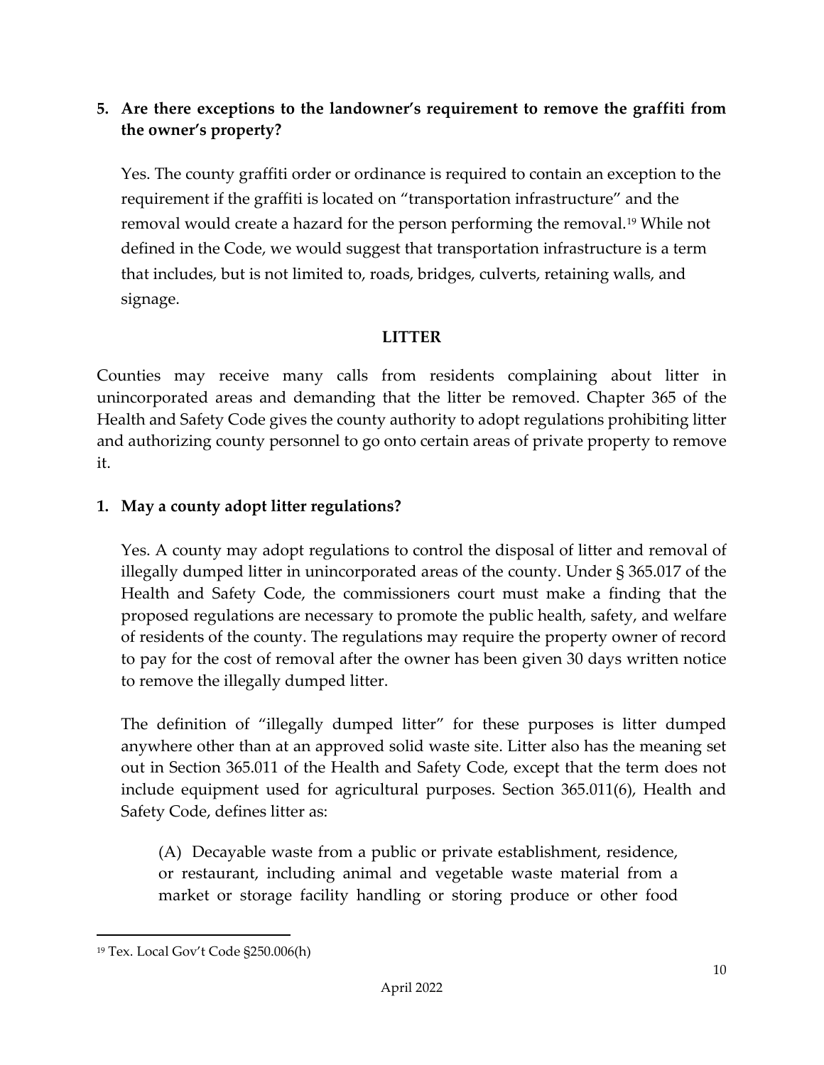**5. Are there exceptions to the landowner's requirement to remove the graffiti from the owner's property?**

Yes. The county graffiti order or ordinance is required to contain an exception to the requirement if the graffiti is located on "transportation infrastructure" and the removal would create a hazard for the person performing the removal.[19] While not defined in the Code, we would suggest that transportation infrastructure is a term that includes, but is not limited to, roads, bridges, culverts, retaining walls, and signage.

## LITTER

Counties may receive many calls from residents complaining about litter in unincorporated areas and demanding that the litter be removed. Chapter 365 of the Health and Safety Code gives the county authority to adopt regulations prohibiting litter and authorizing county personnel to go onto certain areas of private property to remove it.

**1. May a county adopt litter regulations?**

Yes. A county may adopt regulations to control the disposal of litter and removal of illegally dumped litter in unincorporated areas of the county. Under § 365.017 of the Health and Safety Code, the commissioners court must make a finding that the proposed regulations are necessary to promote the public health, safety, and welfare of residents of the county. The regulations may require the property owner of record to pay for the cost of removal after the owner has been given 30 days written notice to remove the illegally dumped litter.

The definition of "illegally dumped litter" for these purposes is litter dumped anywhere other than at an approved solid waste site. Litter also has the meaning set out in Section 365.011 of the Health and Safety Code, except that the term does not include equipment used for agricultural purposes. Section 365.011(6), Health and Safety Code, defines litter as:

> (A) Decayable waste from a public or private establishment, residence, or restaurant, including animal and vegetable waste material from a market or storage facility handling or storing produce or other food

[19] Tex. Local Gov't Code §250.006(h)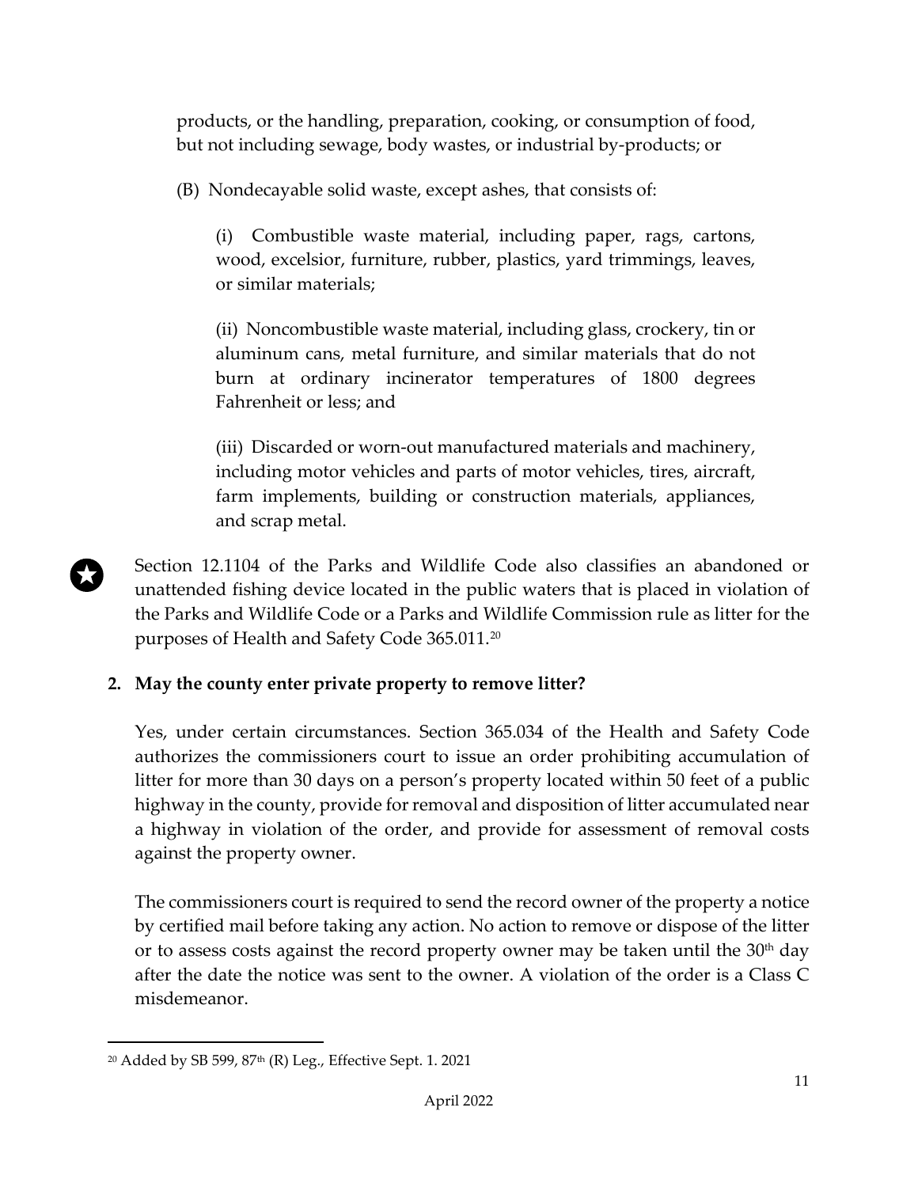products, or the handling, preparation, cooking, or consumption of food, but not including sewage, body wastes, or industrial by-products; or

(B) Nondecayable solid waste, except ashes, that consists of:

(i) Combustible waste material, including paper, rags, cartons, wood, excelsior, furniture, rubber, plastics, yard trimmings, leaves, or similar materials;

(ii) Noncombustible waste material, including glass, crockery, tin or aluminum cans, metal furniture, and similar materials that do not burn at ordinary incinerator temperatures of 1800 degrees Fahrenheit or less; and

(iii) Discarded or worn-out manufactured materials and machinery, including motor vehicles and parts of motor vehicles, tires, aircraft, farm implements, building or construction materials, appliances, and scrap metal.

Section 12.1104 of the Parks and Wildlife Code also classifies an abandoned or unattended fishing device located in the public waters that is placed in violation of the Parks and Wildlife Code or a Parks and Wildlife Commission rule as litter for the purposes of Health and Safety Code 365.011.[20]

**2. May the county enter private property to remove litter?**

Yes, under certain circumstances. Section 365.034 of the Health and Safety Code authorizes the commissioners court to issue an order prohibiting accumulation of litter for more than 30 days on a person's property located within 50 feet of a public highway in the county, provide for removal and disposition of litter accumulated near a highway in violation of the order, and provide for assessment of removal costs against the property owner.

The commissioners court is required to send the record owner of the property a notice by certified mail before taking any action. No action to remove or dispose of the litter or to assess costs against the record property owner may be taken until the 30th day after the date the notice was sent to the owner. A violation of the order is a Class C misdemeanor.

---

[20] Added by SB 599, 87th (R) Leg., Effective Sept. 1. 2021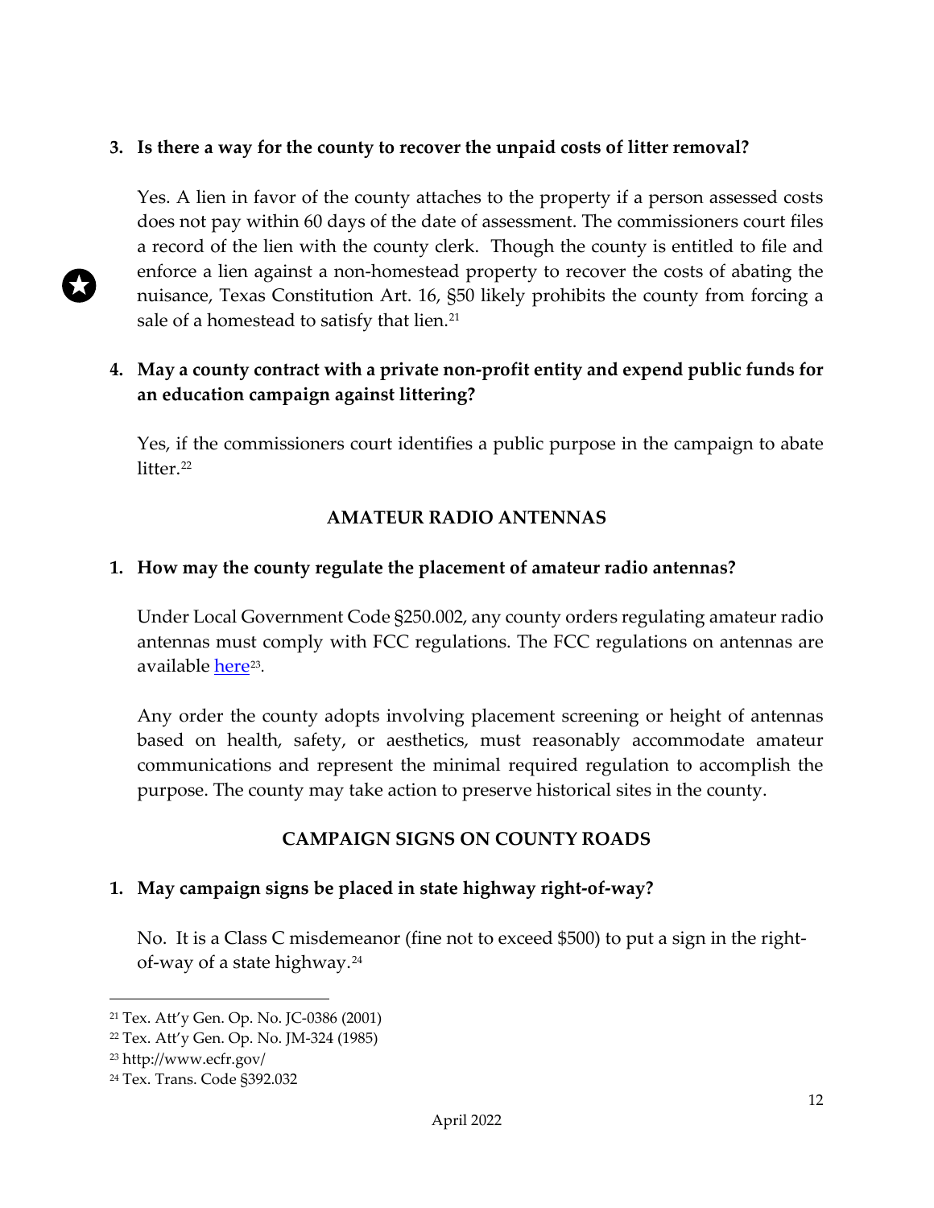**3. Is there a way for the county to recover the unpaid costs of litter removal?**

Yes. A lien in favor of the county attaches to the property if a person assessed costs does not pay within 60 days of the date of assessment. The commissioners court files a record of the lien with the county clerk. Though the county is entitled to file and enforce a lien against a non-homestead property to recover the costs of abating the nuisance, Texas Constitution Art. 16, §50 likely prohibits the county from forcing a sale of a homestead to satisfy that lien.[21]

**4. May a county contract with a private non-profit entity and expend public funds for an education campaign against littering?**

Yes, if the commissioners court identifies a public purpose in the campaign to abate litter.[22]

## AMATEUR RADIO ANTENNAS

**1. How may the county regulate the placement of amateur radio antennas?**

Under Local Government Code §250.002, any county orders regulating amateur radio antennas must comply with FCC regulations. The FCC regulations on antennas are available [here](http://www.ecfr.gov/)[23].

Any order the county adopts involving placement screening or height of antennas based on health, safety, or aesthetics, must reasonably accommodate amateur communications and represent the minimal required regulation to accomplish the purpose. The county may take action to preserve historical sites in the county.

## CAMPAIGN SIGNS ON COUNTY ROADS

**1. May campaign signs be placed in state highway right-of-way?**

No. It is a Class C misdemeanor (fine not to exceed $500) to put a sign in the right-of-way of a state highway.[24]

---

[21] Tex. Att'y Gen. Op. No. JC-0386 (2001)

[22] Tex. Att'y Gen. Op. No. JM-324 (1985)

[23] http://www.ecfr.gov/

[24] Tex. Trans. Code §392.032

April 2022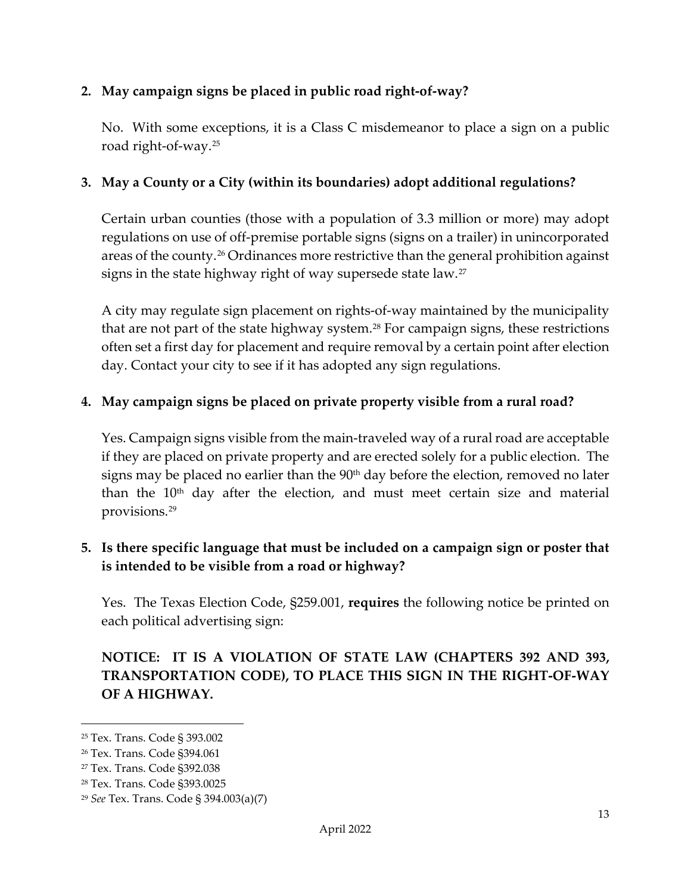**2. May campaign signs be placed in public road right-of-way?**

No. With some exceptions, it is a Class C misdemeanor to place a sign on a public road right-of-way.[25]

**3. May a County or a City (within its boundaries) adopt additional regulations?**

Certain urban counties (those with a population of 3.3 million or more) may adopt regulations on use of off-premise portable signs (signs on a trailer) in unincorporated areas of the county.[26] Ordinances more restrictive than the general prohibition against signs in the state highway right of way supersede state law.[27]

A city may regulate sign placement on rights-of-way maintained by the municipality that are not part of the state highway system.[28] For campaign signs, these restrictions often set a first day for placement and require removal by a certain point after election day. Contact your city to see if it has adopted any sign regulations.

**4. May campaign signs be placed on private property visible from a rural road?**

Yes. Campaign signs visible from the main-traveled way of a rural road are acceptable if they are placed on private property and are erected solely for a public election. The signs may be placed no earlier than the 90th day before the election, removed no later than the 10th day after the election, and must meet certain size and material provisions.[29]

**5. Is there specific language that must be included on a campaign sign or poster that is intended to be visible from a road or highway?**

Yes. The Texas Election Code, §259.001, **requires** the following notice be printed on each political advertising sign:

**NOTICE: IT IS A VIOLATION OF STATE LAW (CHAPTERS 392 AND 393, TRANSPORTATION CODE), TO PLACE THIS SIGN IN THE RIGHT-OF-WAY OF A HIGHWAY.**

---

[25] Tex. Trans. Code § 393.002

[26] Tex. Trans. Code §394.061

[27] Tex. Trans. Code §392.038

[28] Tex. Trans. Code §393.0025

[29] *See* Tex. Trans. Code § 394.003(a)(7)

April 2022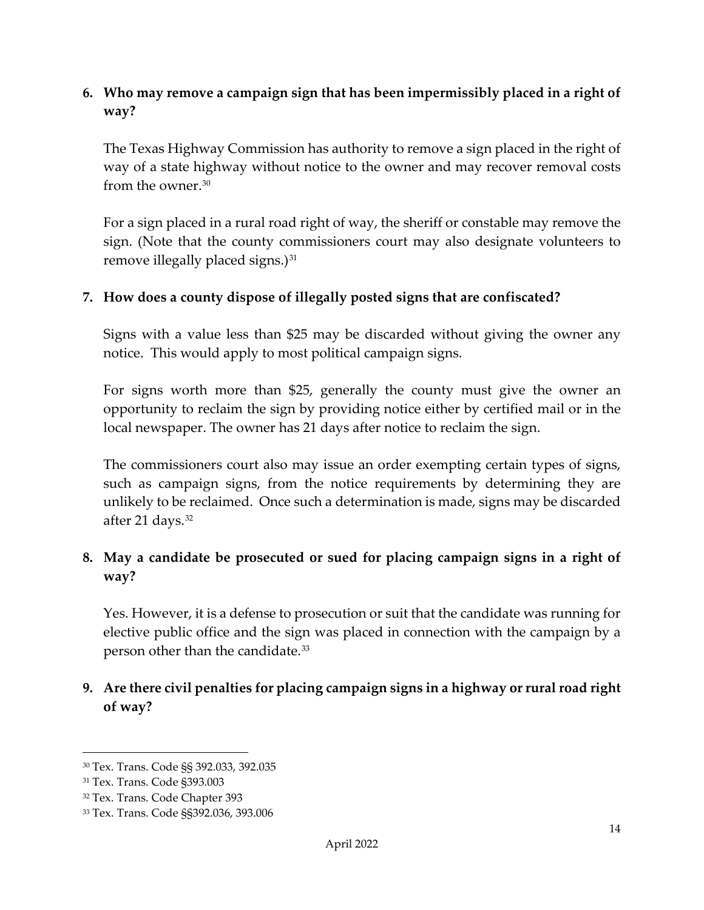**6. Who may remove a campaign sign that has been impermissibly placed in a right of way?**

The Texas Highway Commission has authority to remove a sign placed in the right of way of a state highway without notice to the owner and may recover removal costs from the owner.[30]

For a sign placed in a rural road right of way, the sheriff or constable may remove the sign. (Note that the county commissioners court may also designate volunteers to remove illegally placed signs.)[31]

**7. How does a county dispose of illegally posted signs that are confiscated?**

Signs with a value less than $25 may be discarded without giving the owner any notice. This would apply to most political campaign signs.

For signs worth more than $25, generally the county must give the owner an opportunity to reclaim the sign by providing notice either by certified mail or in the local newspaper. The owner has 21 days after notice to reclaim the sign.

The commissioners court also may issue an order exempting certain types of signs, such as campaign signs, from the notice requirements by determining they are unlikely to be reclaimed. Once such a determination is made, signs may be discarded after 21 days.[32]

**8. May a candidate be prosecuted or sued for placing campaign signs in a right of way?**

Yes. However, it is a defense to prosecution or suit that the candidate was running for elective public office and the sign was placed in connection with the campaign by a person other than the candidate.[33]

**9. Are there civil penalties for placing campaign signs in a highway or rural road right of way?**

---

[30] Tex. Trans. Code §§ 392.033, 392.035

[31] Tex. Trans. Code §393.003

[32] Tex. Trans. Code Chapter 393

[33] Tex. Trans. Code §§392.036, 393.006

April 2022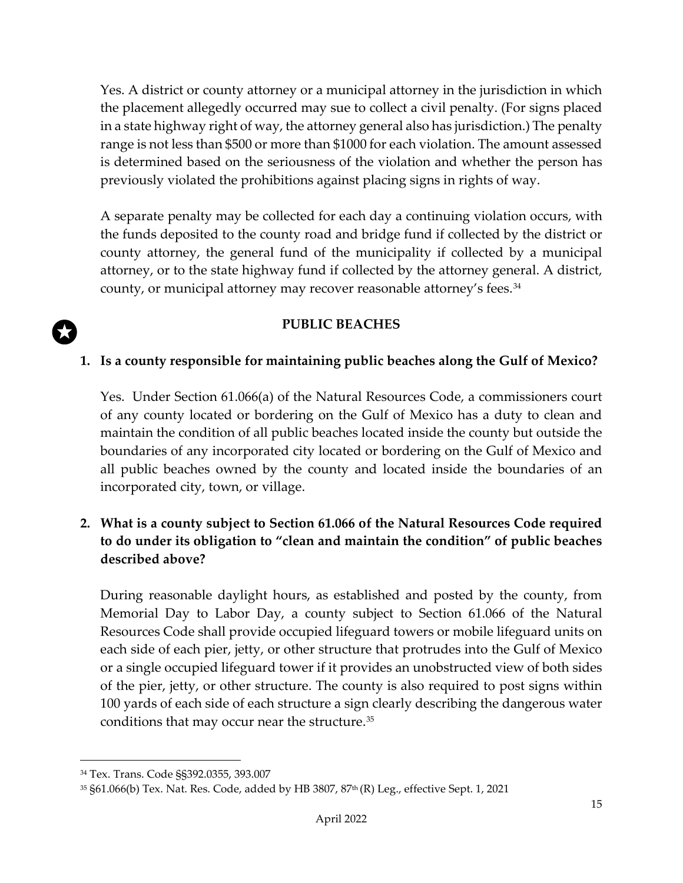Yes. A district or county attorney or a municipal attorney in the jurisdiction in which the placement allegedly occurred may sue to collect a civil penalty. (For signs placed in a state highway right of way, the attorney general also has jurisdiction.) The penalty range is not less than $500 or more than $1000 for each violation. The amount assessed is determined based on the seriousness of the violation and whether the person has previously violated the prohibitions against placing signs in rights of way.

A separate penalty may be collected for each day a continuing violation occurs, with the funds deposited to the county road and bridge fund if collected by the district or county attorney, the general fund of the municipality if collected by a municipal attorney, or to the state highway fund if collected by the attorney general. A district, county, or municipal attorney may recover reasonable attorney's fees.[34]

## PUBLIC BEACHES

**1. Is a county responsible for maintaining public beaches along the Gulf of Mexico?**

Yes. Under Section 61.066(a) of the Natural Resources Code, a commissioners court of any county located or bordering on the Gulf of Mexico has a duty to clean and maintain the condition of all public beaches located inside the county but outside the boundaries of any incorporated city located or bordering on the Gulf of Mexico and all public beaches owned by the county and located inside the boundaries of an incorporated city, town, or village.

**2. What is a county subject to Section 61.066 of the Natural Resources Code required to do under its obligation to "clean and maintain the condition" of public beaches described above?**

During reasonable daylight hours, as established and posted by the county, from Memorial Day to Labor Day, a county subject to Section 61.066 of the Natural Resources Code shall provide occupied lifeguard towers or mobile lifeguard units on each side of each pier, jetty, or other structure that protrudes into the Gulf of Mexico or a single occupied lifeguard tower if it provides an unobstructed view of both sides of the pier, jetty, or other structure. The county is also required to post signs within 100 yards of each side of each structure a sign clearly describing the dangerous water conditions that may occur near the structure.[35]

---

[34] Tex. Trans. Code §§392.0355, 393.007

[35] §61.066(b) Tex. Nat. Res. Code, added by HB 3807, 87th (R) Leg., effective Sept. 1, 2021

April 2022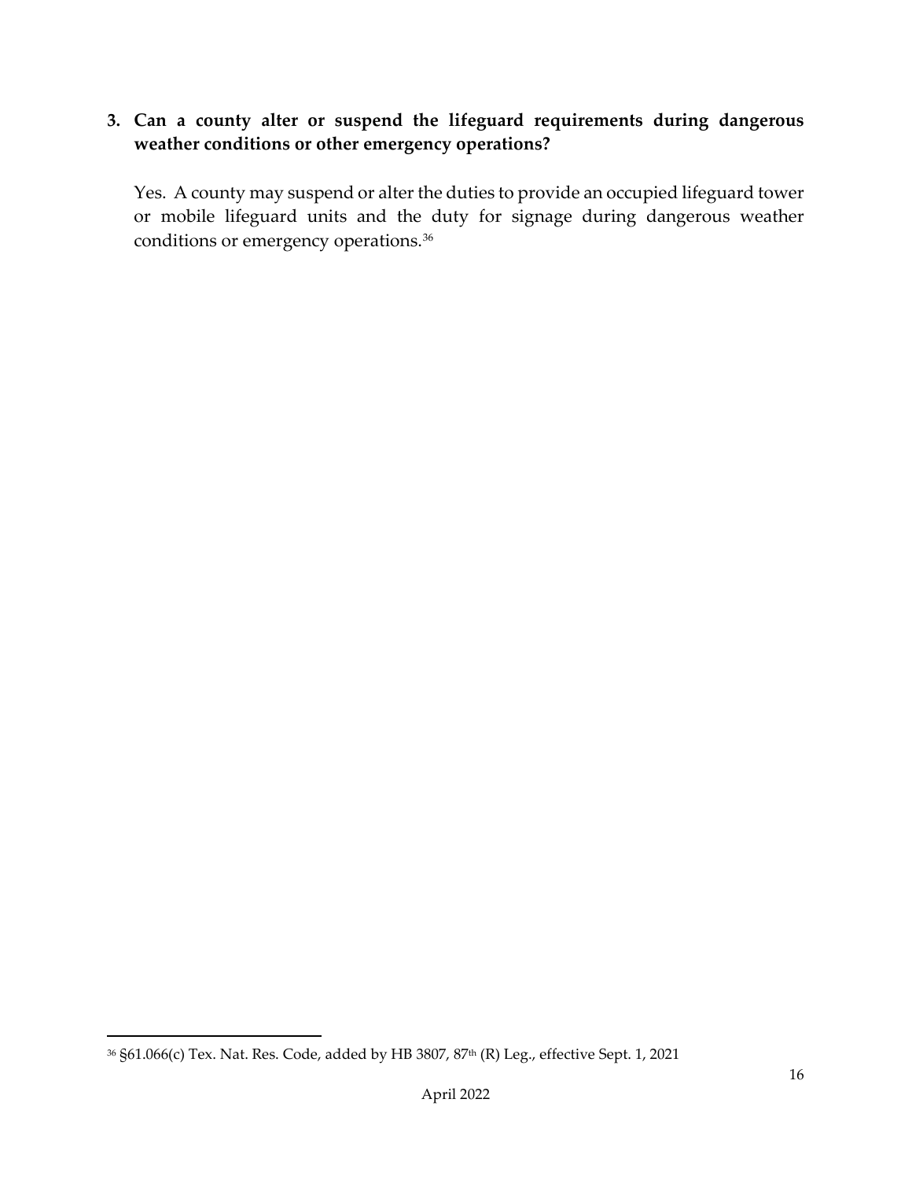3. **Can a county alter or suspend the lifeguard requirements during dangerous weather conditions or other emergency operations?**

   Yes. A county may suspend or alter the duties to provide an occupied lifeguard tower or mobile lifeguard units and the duty for signage during dangerous weather conditions or emergency operations.[36]

---

[36] §61.066(c) Tex. Nat. Res. Code, added by HB 3807, 87th (R) Leg., effective Sept. 1, 2021